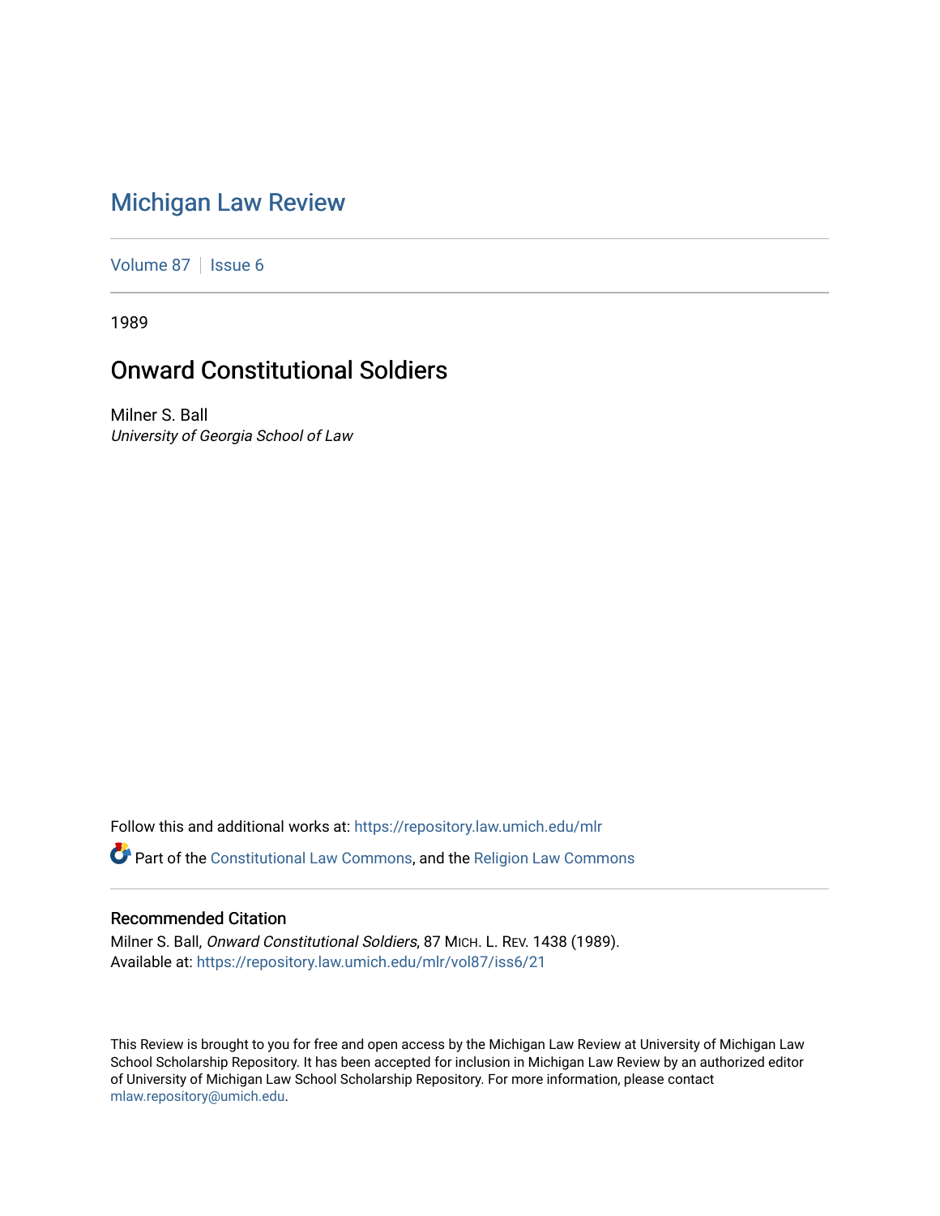# Michigan Law Review

Volume 87 | Issue 6

1989

## Onward Constitutional Soldiers

Milner S. Ball
*University of Georgia School of Law*

Follow this and additional works at: https://repository.law.umich.edu/mlr

Part of the Constitutional Law Commons, and the Religion Law Commons

### Recommended Citation

Milner S. Ball, *Onward Constitutional Soldiers*, 87 MICH. L. REV. 1438 (1989).
Available at: https://repository.law.umich.edu/mlr/vol87/iss6/21

This Review is brought to you for free and open access by the Michigan Law Review at University of Michigan Law School Scholarship Repository. It has been accepted for inclusion in Michigan Law Review by an authorized editor of University of Michigan Law School Scholarship Repository. For more information, please contact mlaw.repository@umich.edu.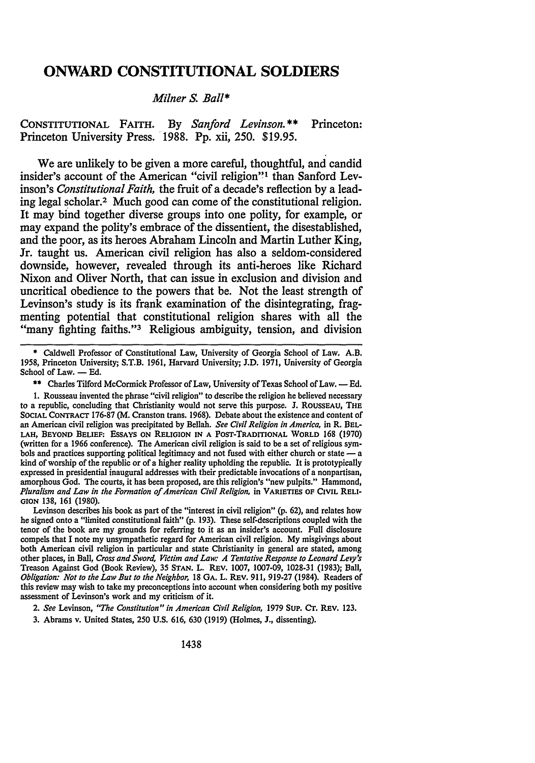# ONWARD CONSTITUTIONAL SOLDIERS

*Milner S. Ball**

CONSTITUTIONAL FAITH. By *Sanford Levinson.*** Princeton: Princeton University Press. 1988. Pp. xii, 250. $19.95.

We are unlikely to be given a more careful, thoughtful, and candid insider's account of the American "civil religion"[1] than Sanford Levinson's *Constitutional Faith,* the fruit of a decade's reflection by a leading legal scholar.[2] Much good can come of the constitutional religion. It may bind together diverse groups into one polity, for example, or may expand the polity's embrace of the dissentient, the disestablished, and the poor, as its heroes Abraham Lincoln and Martin Luther King, Jr. taught us. American civil religion has also a seldom-considered downside, however, revealed through its anti-heroes like Richard Nixon and Oliver North, that can issue in exclusion and division and uncritical obedience to the powers that be. Not the least strength of Levinson's study is its frank examination of the disintegrating, fragmenting potential that constitutional religion shares with all the "many fighting faiths."[3] Religious ambiguity, tension, and division

---

\* Caldwell Professor of Constitutional Law, University of Georgia School of Law. A.B. 1958, Princeton University; S.T.B. 1961, Harvard University; J.D. 1971, University of Georgia School of Law. — Ed.

\*\* Charles Tilford McCormick Professor of Law, University of Texas School of Law. — Ed.

1. Rousseau invented the phrase "civil religion" to describe the religion he believed necessary to a republic, concluding that Christianity would not serve this purpose. J. ROUSSEAU, THE SOCIAL CONTRACT 176-87 (M. Cranston trans. 1968). Debate about the existence and content of an American civil religion was precipitated by Bellah. *See Civil Religion in America,* in R. BELLAH, BEYOND BELIEF: ESSAYS ON RELIGION IN A POST-TRADITIONAL WORLD 168 (1970) (written for a 1966 conference). The American civil religion is said to be a set of religious symbols and practices supporting political legitimacy and not fused with either church or state — a kind of worship of the republic or of a higher reality upholding the republic. It is prototypically expressed in presidential inaugural addresses with their predictable invocations of a nonpartisan, amorphous God. The courts, it has been proposed, are this religion's "new pulpits." Hammond, *Pluralism and Law in the Formation of American Civil Religion,* in VARIETIES OF CIVIL RELIGION 138, 161 (1980).

Levinson describes his book as part of the "interest in civil religion" (p. 62), and relates how he signed onto a "limited constitutional faith" (p. 193). These self-descriptions coupled with the tenor of the book are my grounds for referring to it as an insider's account. Full disclosure compels that I note my unsympathetic regard for American civil religion. My misgivings about both American civil religion in particular and state Christianity in general are stated, among other places, in Ball, *Cross and Sword, Victim and Law: A Tentative Response to Leonard Levy's* Treason Against God (Book Review), 35 STAN. L. REV. 1007, 1007-09, 1028-31 (1983); Ball, *Obligation: Not to the Law But to the Neighbor,* 18 GA. L. REV. 911, 919-27 (1984). Readers of this review may wish to take my preconceptions into account when considering both my positive assessment of Levinson's work and my criticism of it.

2. *See* Levinson, *"The Constitution" in American Civil Religion,* 1979 SUP. CT. REV. 123.

3. Abrams v. United States, 250 U.S. 616, 630 (1919) (Holmes, J., dissenting).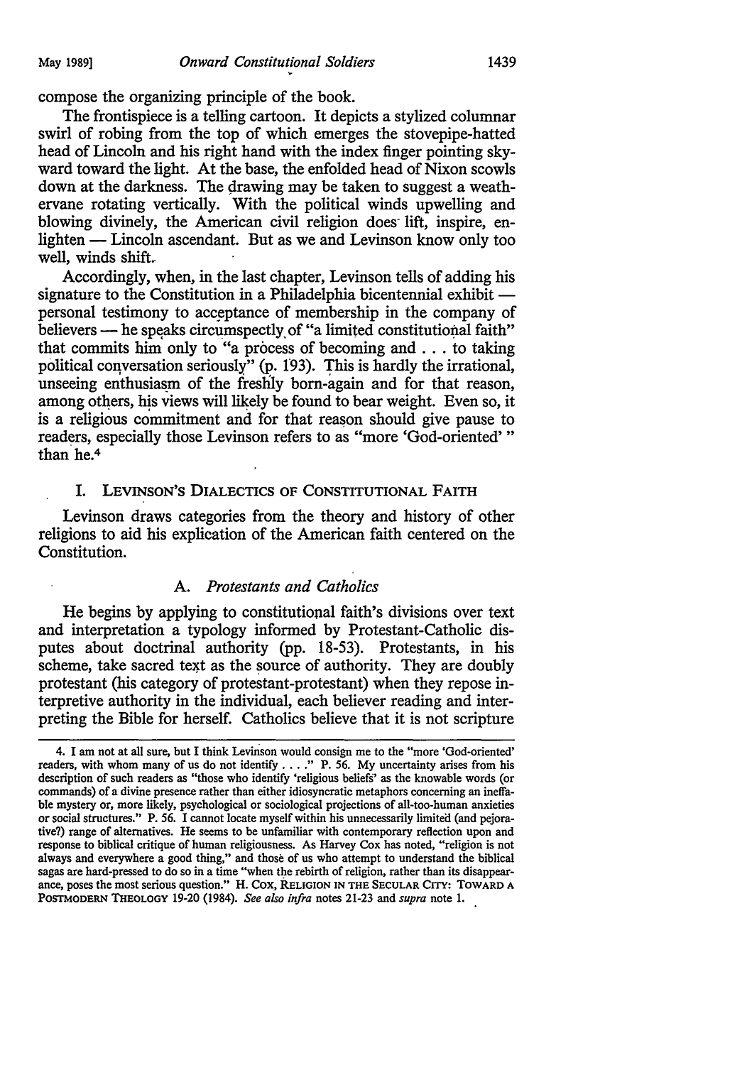compose the organizing principle of the book.

The frontispiece is a telling cartoon. It depicts a stylized columnar swirl of robing from the top of which emerges the stovepipe-hatted head of Lincoln and his right hand with the index finger pointing skyward toward the light. At the base, the enfolded head of Nixon scowls down at the darkness. The drawing may be taken to suggest a weathervane rotating vertically. With the political winds upwelling and blowing divinely, the American civil religion does lift, inspire, enlighten — Lincoln ascendant. But as we and Levinson know only too well, winds shift.

Accordingly, when, in the last chapter, Levinson tells of adding his signature to the Constitution in a Philadelphia bicentennial exhibit — personal testimony to acceptance of membership in the company of believers — he speaks circumspectly of "a limited constitutional faith" that commits him only to "a process of becoming and . . . to taking political conversation seriously" (p. 193). This is hardly the irrational, unseeing enthusiasm of the freshly born-again and for that reason, among others, his views will likely be found to bear weight. Even so, it is a religious commitment and for that reason should give pause to readers, especially those Levinson refers to as "more 'God-oriented' " than he.[4]

## I. Levinson's Dialectics of Constitutional Faith

Levinson draws categories from the theory and history of other religions to aid his explication of the American faith centered on the Constitution.

### A. *Protestants and Catholics*

He begins by applying to constitutional faith's divisions over text and interpretation a typology informed by Protestant-Catholic disputes about doctrinal authority (pp. 18-53). Protestants, in his scheme, take sacred text as the source of authority. They are doubly protestant (his category of protestant-protestant) when they repose interpretive authority in the individual, each believer reading and interpreting the Bible for herself. Catholics believe that it is not scripture

---

4. I am not at all sure, but I think Levinson would consign me to the "more 'God-oriented' readers, with whom many of us do not identify . . . ." P. 56. My uncertainty arises from his description of such readers as "those who identify 'religious beliefs' as the knowable words (or commands) of a divine presence rather than either idiosyncratic metaphors concerning an ineffable mystery or, more likely, psychological or sociological projections of all-too-human anxieties or social structures." P. 56. I cannot locate myself within his unnecessarily limited (and pejorative?) range of alternatives. He seems to be unfamiliar with contemporary reflection upon and response to biblical critique of human religiousness. As Harvey Cox has noted, "religion is not always and everywhere a good thing," and those of us who attempt to understand the biblical sagas are hard-pressed to do so in a time "when the rebirth of religion, rather than its disappearance, poses the most serious question." H. Cox, Religion in the Secular City: Toward a Postmodern Theology 19-20 (1984). *See also infra* notes 21-23 and *supra* note 1.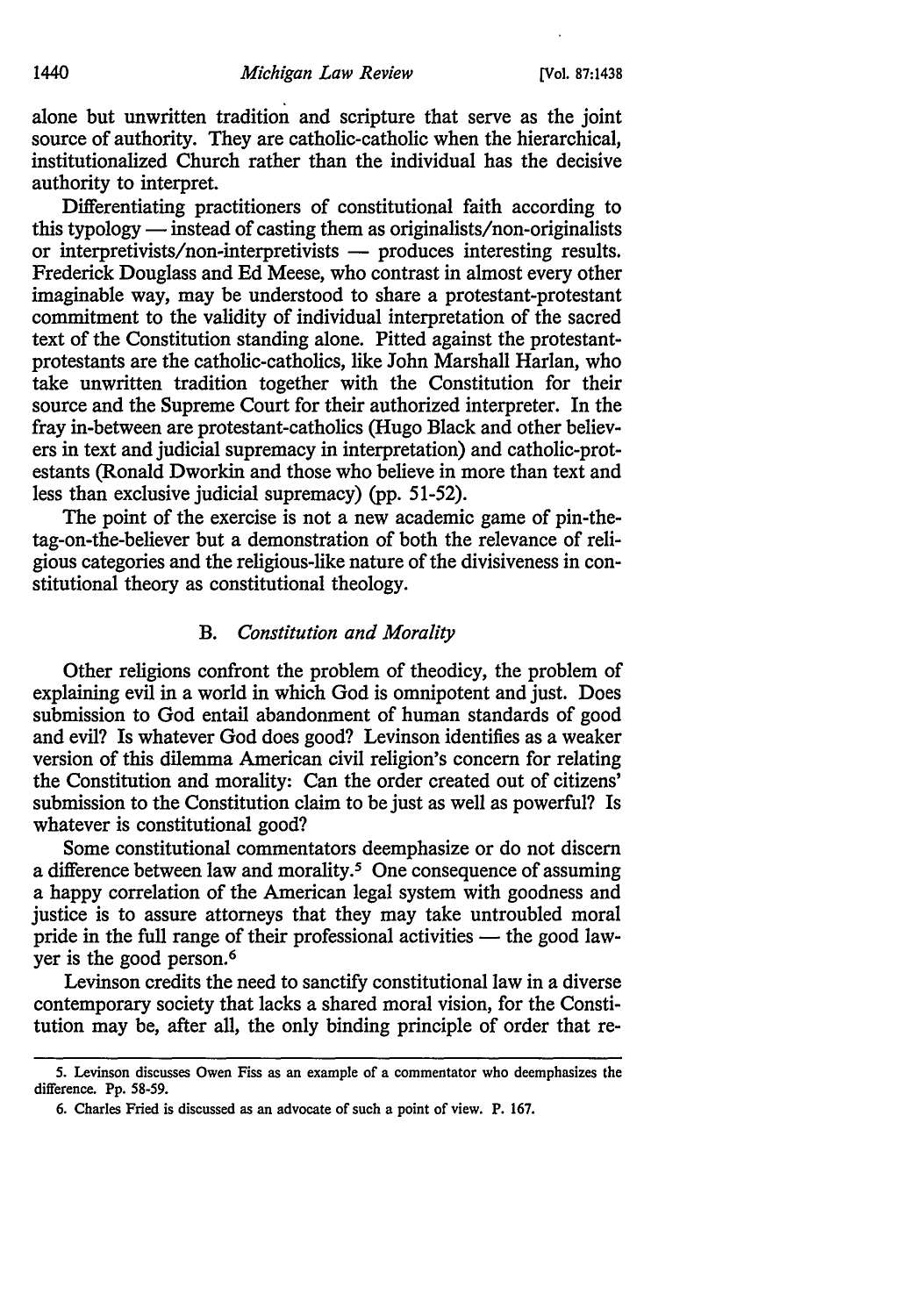alone but unwritten tradition and scripture that serve as the joint source of authority. They are catholic-catholic when the hierarchical, institutionalized Church rather than the individual has the decisive authority to interpret.

Differentiating practitioners of constitutional faith according to this typology — instead of casting them as originalists/non-originalists or interpretivists/non-interpretivists — produces interesting results. Frederick Douglass and Ed Meese, who contrast in almost every other imaginable way, may be understood to share a protestant-protestant commitment to the validity of individual interpretation of the sacred text of the Constitution standing alone. Pitted against the protestant-protestants are the catholic-catholics, like John Marshall Harlan, who take unwritten tradition together with the Constitution for their source and the Supreme Court for their authorized interpreter. In the fray in-between are protestant-catholics (Hugo Black and other believers in text and judicial supremacy in interpretation) and catholic-protestants (Ronald Dworkin and those who believe in more than text and less than exclusive judicial supremacy) (pp. 51-52).

The point of the exercise is not a new academic game of pin-the-tag-on-the-believer but a demonstration of both the relevance of religious categories and the religious-like nature of the divisiveness in constitutional theory as constitutional theology.

### B. *Constitution and Morality*

Other religions confront the problem of theodicy, the problem of explaining evil in a world in which God is omnipotent and just. Does submission to God entail abandonment of human standards of good and evil? Is whatever God does good? Levinson identifies as a weaker version of this dilemma American civil religion's concern for relating the Constitution and morality: Can the order created out of citizens' submission to the Constitution claim to be just as well as powerful? Is whatever is constitutional good?

Some constitutional commentators deemphasize or do not discern a difference between law and morality.[5] One consequence of assuming a happy correlation of the American legal system with goodness and justice is to assure attorneys that they may take untroubled moral pride in the full range of their professional activities — the good lawyer is the good person.[6]

Levinson credits the need to sanctify constitutional law in a diverse contemporary society that lacks a shared moral vision, for the Constitution may be, after all, the only binding principle of order that re-

---

5. Levinson discusses Owen Fiss as an example of a commentator who deemphasizes the difference. Pp. 58-59.

6. Charles Fried is discussed as an advocate of such a point of view. P. 167.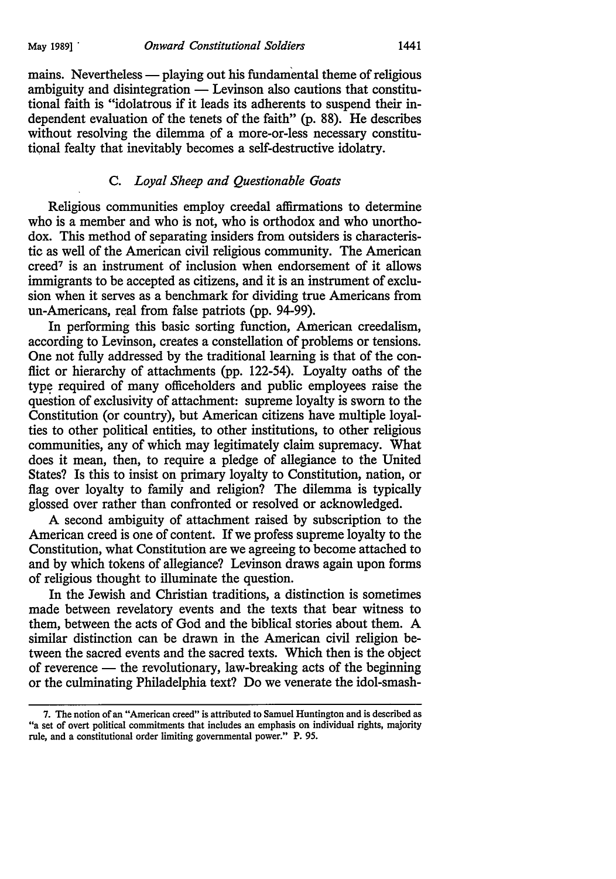mains. Nevertheless — playing out his fundamental theme of religious ambiguity and disintegration — Levinson also cautions that constitutional faith is "idolatrous if it leads its adherents to suspend their independent evaluation of the tenets of the faith" (p. 88). He describes without resolving the dilemma of a more-or-less necessary constitutional fealty that inevitably becomes a self-destructive idolatry.

### C. *Loyal Sheep and Questionable Goats*

Religious communities employ creedal affirmations to determine who is a member and who is not, who is orthodox and who unorthodox. This method of separating insiders from outsiders is characteristic as well of the American civil religious community. The American creed[7] is an instrument of inclusion when endorsement of it allows immigrants to be accepted as citizens, and it is an instrument of exclusion when it serves as a benchmark for dividing true Americans from un-Americans, real from false patriots (pp. 94-99).

In performing this basic sorting function, American creedalism, according to Levinson, creates a constellation of problems or tensions. One not fully addressed by the traditional learning is that of the conflict or hierarchy of attachments (pp. 122-54). Loyalty oaths of the type required of many officeholders and public employees raise the question of exclusivity of attachment: supreme loyalty is sworn to the Constitution (or country), but American citizens have multiple loyalties to other political entities, to other institutions, to other religious communities, any of which may legitimately claim supremacy. What does it mean, then, to require a pledge of allegiance to the United States? Is this to insist on primary loyalty to Constitution, nation, or flag over loyalty to family and religion? The dilemma is typically glossed over rather than confronted or resolved or acknowledged.

A second ambiguity of attachment raised by subscription to the American creed is one of content. If we profess supreme loyalty to the Constitution, what Constitution are we agreeing to become attached to and by which tokens of allegiance? Levinson draws again upon forms of religious thought to illuminate the question.

In the Jewish and Christian traditions, a distinction is sometimes made between revelatory events and the texts that bear witness to them, between the acts of God and the biblical stories about them. A similar distinction can be drawn in the American civil religion between the sacred events and the sacred texts. Which then is the object of reverence — the revolutionary, law-breaking acts of the beginning or the culminating Philadelphia text? Do we venerate the idol-smash-

7. The notion of an "American creed" is attributed to Samuel Huntington and is described as "a set of overt political commitments that includes an emphasis on individual rights, majority rule, and a constitutional order limiting governmental power." P. 95.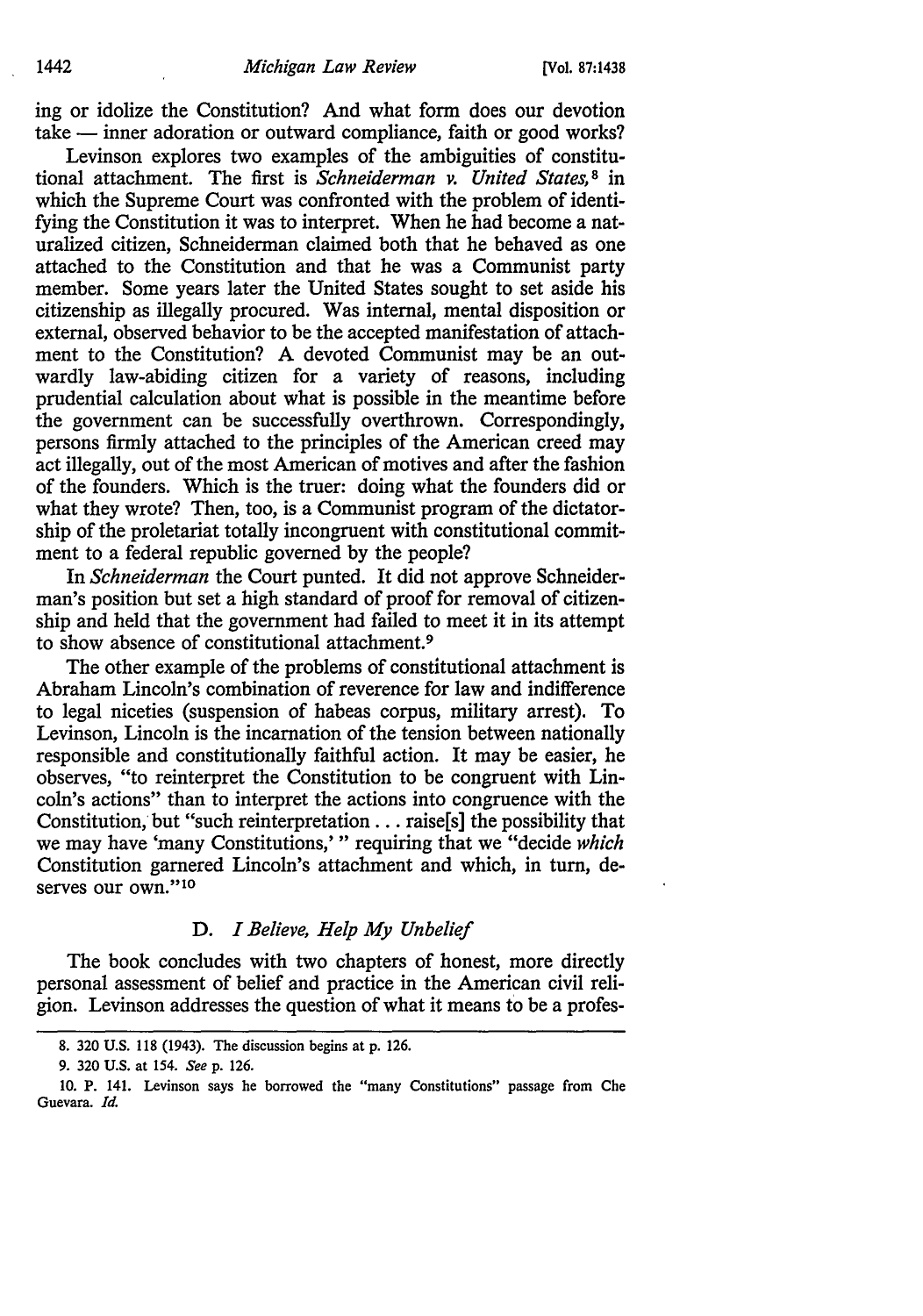ing or idolize the Constitution? And what form does our devotion take — inner adoration or outward compliance, faith or good works?

Levinson explores two examples of the ambiguities of constitutional attachment. The first is *Schneiderman v. United States*,[8] in which the Supreme Court was confronted with the problem of identifying the Constitution it was to interpret. When he had become a naturalized citizen, Schneiderman claimed both that he behaved as one attached to the Constitution and that he was a Communist party member. Some years later the United States sought to set aside his citizenship as illegally procured. Was internal, mental disposition or external, observed behavior to be the accepted manifestation of attachment to the Constitution? A devoted Communist may be an outwardly law-abiding citizen for a variety of reasons, including prudential calculation about what is possible in the meantime before the government can be successfully overthrown. Correspondingly, persons firmly attached to the principles of the American creed may act illegally, out of the most American of motives and after the fashion of the founders. Which is the truer: doing what the founders did or what they wrote? Then, too, is a Communist program of the dictatorship of the proletariat totally incongruent with constitutional commitment to a federal republic governed by the people?

In *Schneiderman* the Court punted. It did not approve Schneiderman's position but set a high standard of proof for removal of citizenship and held that the government had failed to meet it in its attempt to show absence of constitutional attachment.[9]

The other example of the problems of constitutional attachment is Abraham Lincoln's combination of reverence for law and indifference to legal niceties (suspension of habeas corpus, military arrest). To Levinson, Lincoln is the incarnation of the tension between nationally responsible and constitutionally faithful action. It may be easier, he observes, "to reinterpret the Constitution to be congruent with Lincoln's actions" than to interpret the actions into congruence with the Constitution, but "such reinterpretation . . . raise[s] the possibility that we may have 'many Constitutions,' " requiring that we "decide *which* Constitution garnered Lincoln's attachment and which, in turn, deserves our own."[10]

### D. *I Believe, Help My Unbelief*

The book concludes with two chapters of honest, more directly personal assessment of belief and practice in the American civil religion. Levinson addresses the question of what it means to be a profes-

---

8. 320 U.S. 118 (1943). The discussion begins at p. 126.

9. 320 U.S. at 154. *See* p. 126.

10. P. 141. Levinson says he borrowed the "many Constitutions" passage from Che Guevara. *Id.*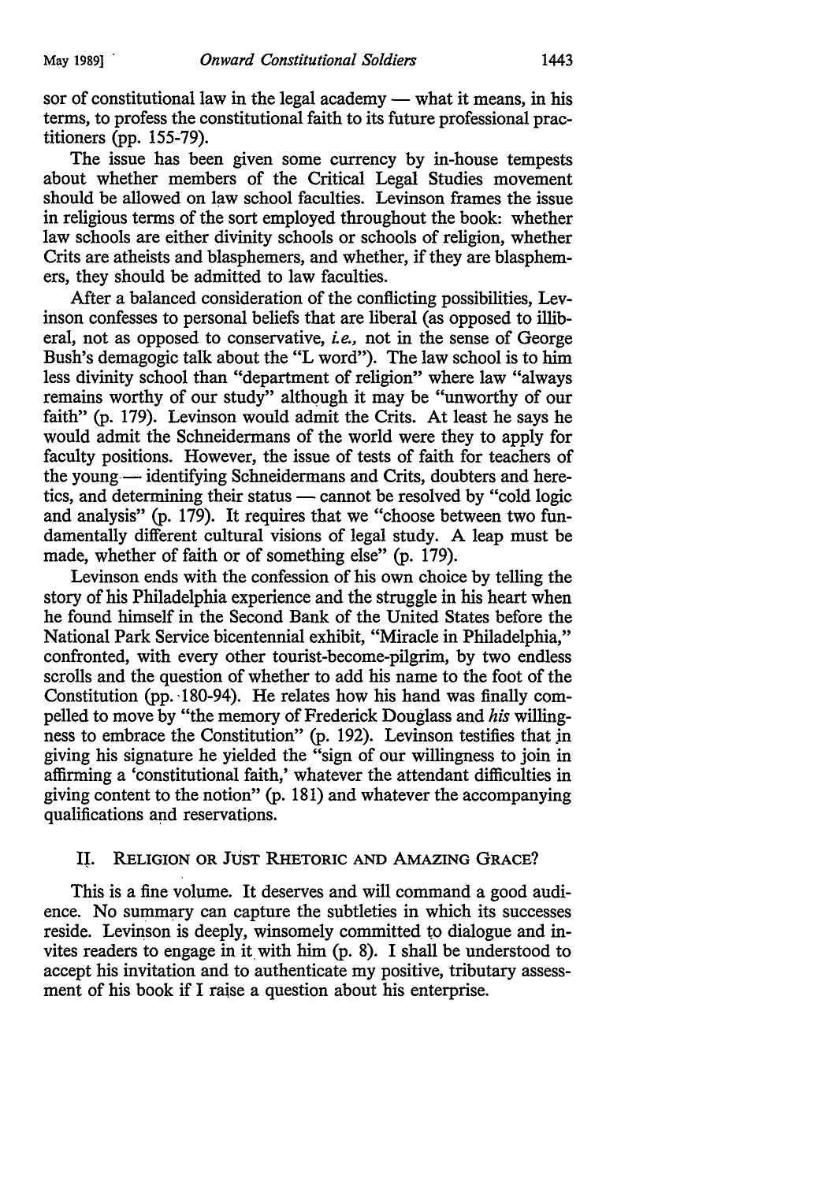sor of constitutional law in the legal academy — what it means, in his terms, to profess the constitutional faith to its future professional practitioners (pp. 155-79).

The issue has been given some currency by in-house tempests about whether members of the Critical Legal Studies movement should be allowed on law school faculties. Levinson frames the issue in religious terms of the sort employed throughout the book: whether law schools are either divinity schools or schools of religion, whether Crits are atheists and blasphemers, and whether, if they are blasphemers, they should be admitted to law faculties.

After a balanced consideration of the conflicting possibilities, Levinson confesses to personal beliefs that are liberal (as opposed to illiberal, not as opposed to conservative, *i.e.*, not in the sense of George Bush's demagogic talk about the "L word"). The law school is to him less divinity school than "department of religion" where law "always remains worthy of our study" although it may be "unworthy of our faith" (p. 179). Levinson would admit the Crits. At least he says he would admit the Schneidermans of the world were they to apply for faculty positions. However, the issue of tests of faith for teachers of the young — identifying Schneidermans and Crits, doubters and heretics, and determining their status — cannot be resolved by "cold logic and analysis" (p. 179). It requires that we "choose between two fundamentally different cultural visions of legal study. A leap must be made, whether of faith or of something else" (p. 179).

Levinson ends with the confession of his own choice by telling the story of his Philadelphia experience and the struggle in his heart when he found himself in the Second Bank of the United States before the National Park Service bicentennial exhibit, "Miracle in Philadelphia," confronted, with every other tourist-become-pilgrim, by two endless scrolls and the question of whether to add his name to the foot of the Constitution (pp. 180-94). He relates how his hand was finally compelled to move by "the memory of Frederick Douglass and *his* willingness to embrace the Constitution" (p. 192). Levinson testifies that in giving his signature he yielded the "sign of our willingness to join in affirming a 'constitutional faith,' whatever the attendant difficulties in giving content to the notion" (p. 181) and whatever the accompanying qualifications and reservations.

## II. RELIGION OR JUST RHETORIC AND AMAZING GRACE?

This is a fine volume. It deserves and will command a good audience. No summary can capture the subtleties in which its successes reside. Levinson is deeply, winsomely committed to dialogue and invites readers to engage in it with him (p. 8). I shall be understood to accept his invitation and to authenticate my positive, tributary assessment of his book if I raise a question about his enterprise.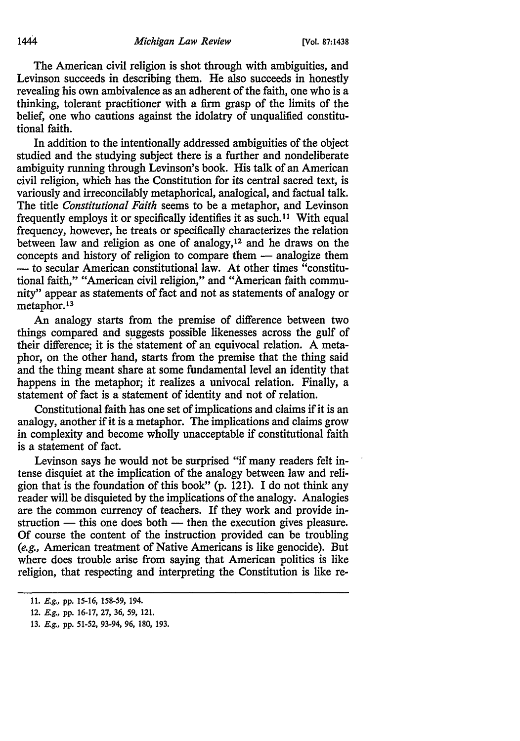The American civil religion is shot through with ambiguities, and Levinson succeeds in describing them. He also succeeds in honestly revealing his own ambivalence as an adherent of the faith, one who is a thinking, tolerant practitioner with a firm grasp of the limits of the belief, one who cautions against the idolatry of unqualified constitutional faith.

In addition to the intentionally addressed ambiguities of the object studied and the studying subject there is a further and nondeliberate ambiguity running through Levinson's book. His talk of an American civil religion, which has the Constitution for its central sacred text, is variously and irreconcilably metaphorical, analogical, and factual talk. The title *Constitutional Faith* seems to be a metaphor, and Levinson frequently employs it or specifically identifies it as such.[11] With equal frequency, however, he treats or specifically characterizes the relation between law and religion as one of analogy,[12] and he draws on the concepts and history of religion to compare them — analogize them — to secular American constitutional law. At other times "constitutional faith," "American civil religion," and "American faith community" appear as statements of fact and not as statements of analogy or metaphor.[13]

An analogy starts from the premise of difference between two things compared and suggests possible likenesses across the gulf of their difference; it is the statement of an equivocal relation. A metaphor, on the other hand, starts from the premise that the thing said and the thing meant share at some fundamental level an identity that happens in the metaphor; it realizes a univocal relation. Finally, a statement of fact is a statement of identity and not of relation.

Constitutional faith has one set of implications and claims if it is an analogy, another if it is a metaphor. The implications and claims grow in complexity and become wholly unacceptable if constitutional faith is a statement of fact.

Levinson says he would not be surprised "if many readers felt intense disquiet at the implication of the analogy between law and religion that is the foundation of this book" (p. 121). I do not think any reader will be disquieted by the implications of the analogy. Analogies are the common currency of teachers. If they work and provide instruction — this one does both — then the execution gives pleasure. Of course the content of the instruction provided can be troubling (*e.g.*, American treatment of Native Americans is like genocide). But where does trouble arise from saying that American politics is like religion, that respecting and interpreting the Constitution is like re-

---

11. *E.g.*, pp. 15-16, 158-59, 194.

12. *E.g.*, pp. 16-17, 27, 36, 59, 121.

13. *E.g.*, pp. 51-52, 93-94, 96, 180, 193.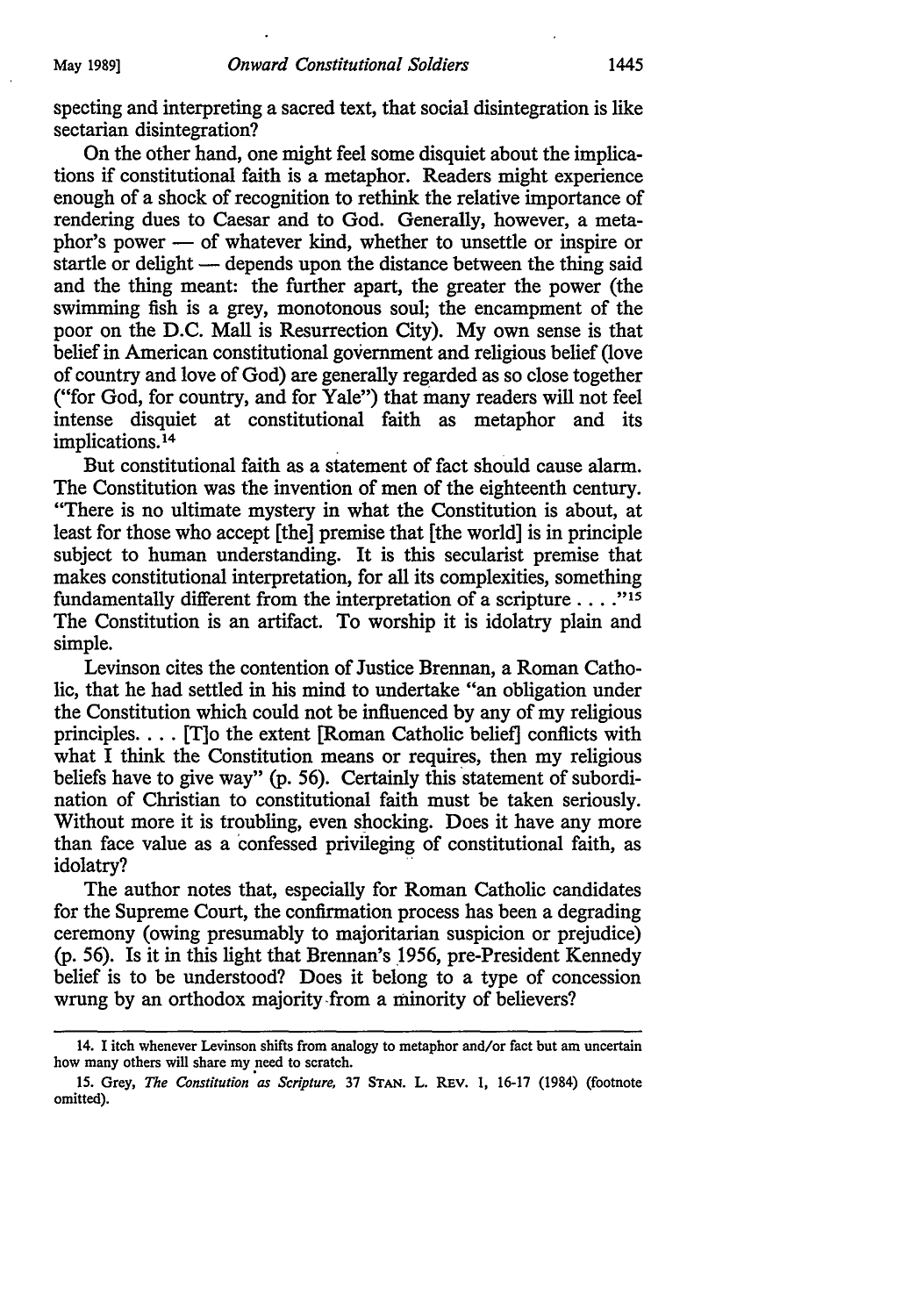specting and interpreting a sacred text, that social disintegration is like sectarian disintegration?

On the other hand, one might feel some disquiet about the implications if constitutional faith is a metaphor. Readers might experience enough of a shock of recognition to rethink the relative importance of rendering dues to Caesar and to God. Generally, however, a metaphor's power — of whatever kind, whether to unsettle or inspire or startle or delight — depends upon the distance between the thing said and the thing meant: the further apart, the greater the power (the swimming fish is a grey, monotonous soul; the encampment of the poor on the D.C. Mall is Resurrection City). My own sense is that belief in American constitutional government and religious belief (love of country and love of God) are generally regarded as so close together ("for God, for country, and for Yale") that many readers will not feel intense disquiet at constitutional faith as metaphor and its implications.[14]

But constitutional faith as a statement of fact should cause alarm. The Constitution was the invention of men of the eighteenth century. "There is no ultimate mystery in what the Constitution is about, at least for those who accept [the] premise that [the world] is in principle subject to human understanding. It is this secularist premise that makes constitutional interpretation, for all its complexities, something fundamentally different from the interpretation of a scripture . . . ."[15] The Constitution is an artifact. To worship it is idolatry plain and simple.

Levinson cites the contention of Justice Brennan, a Roman Catholic, that he had settled in his mind to undertake "an obligation under the Constitution which could not be influenced by any of my religious principles. . . . [T]o the extent [Roman Catholic belief] conflicts with what I think the Constitution means or requires, then my religious beliefs have to give way" (p. 56). Certainly this statement of subordination of Christian to constitutional faith must be taken seriously. Without more it is troubling, even shocking. Does it have any more than face value as a confessed privileging of constitutional faith, as idolatry?

The author notes that, especially for Roman Catholic candidates for the Supreme Court, the confirmation process has been a degrading ceremony (owing presumably to majoritarian suspicion or prejudice) (p. 56). Is it in this light that Brennan's 1956, pre-President Kennedy belief is to be understood? Does it belong to a type of concession wrung by an orthodox majority from a minority of believers?

---

14. I itch whenever Levinson shifts from analogy to metaphor and/or fact but am uncertain how many others will share my need to scratch.

15. Grey, *The Constitution as Scripture*, 37 STAN. L. REV. 1, 16-17 (1984) (footnote omitted).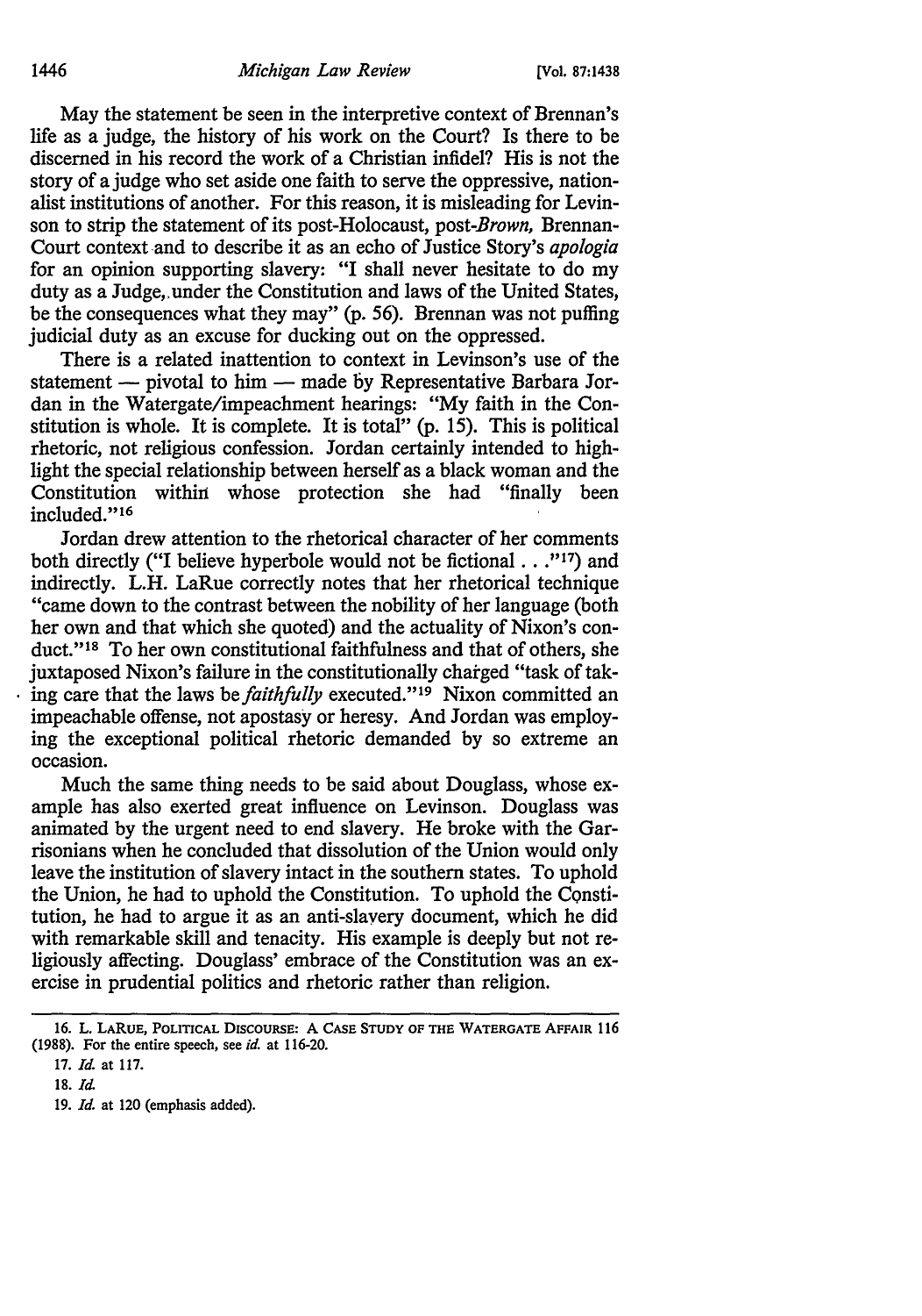May the statement be seen in the interpretive context of Brennan's life as a judge, the history of his work on the Court? Is there to be discerned in his record the work of a Christian infidel? His is not the story of a judge who set aside one faith to serve the oppressive, nationalist institutions of another. For this reason, it is misleading for Levinson to strip the statement of its post-Holocaust, post-*Brown*, Brennan-Court context and to describe it as an echo of Justice Story's *apologia* for an opinion supporting slavery: "I shall never hesitate to do my duty as a Judge, under the Constitution and laws of the United States, be the consequences what they may" (p. 56). Brennan was not puffing judicial duty as an excuse for ducking out on the oppressed.

There is a related inattention to context in Levinson's use of the statement — pivotal to him — made by Representative Barbara Jordan in the Watergate/impeachment hearings: "My faith in the Constitution is whole. It is complete. It is total" (p. 15). This is political rhetoric, not religious confession. Jordan certainly intended to highlight the special relationship between herself as a black woman and the Constitution within whose protection she had "finally been included."[16]

Jordan drew attention to the rhetorical character of her comments both directly ("I believe hyperbole would not be fictional . . ."[17]) and indirectly. L.H. LaRue correctly notes that her rhetorical technique "came down to the contrast between the nobility of her language (both her own and that which she quoted) and the actuality of Nixon's conduct."[18] To her own constitutional faithfulness and that of others, she juxtaposed Nixon's failure in the constitutionally charged "task of taking care that the laws be *faithfully* executed."[19] Nixon committed an impeachable offense, not apostasy or heresy. And Jordan was employing the exceptional political rhetoric demanded by so extreme an occasion.

Much the same thing needs to be said about Douglass, whose example has also exerted great influence on Levinson. Douglass was animated by the urgent need to end slavery. He broke with the Garrisonians when he concluded that dissolution of the Union would only leave the institution of slavery intact in the southern states. To uphold the Union, he had to uphold the Constitution. To uphold the Constitution, he had to argue it as an anti-slavery document, which he did with remarkable skill and tenacity. His example is deeply but not religiously affecting. Douglass' embrace of the Constitution was an exercise in prudential politics and rhetoric rather than religion.

---

16. L. LaRue, Political Discourse: A Case Study of the Watergate Affair 116 (1988). For the entire speech, see *id.* at 116-20.

17. *Id.* at 117.

18. *Id.*

19. *Id.* at 120 (emphasis added).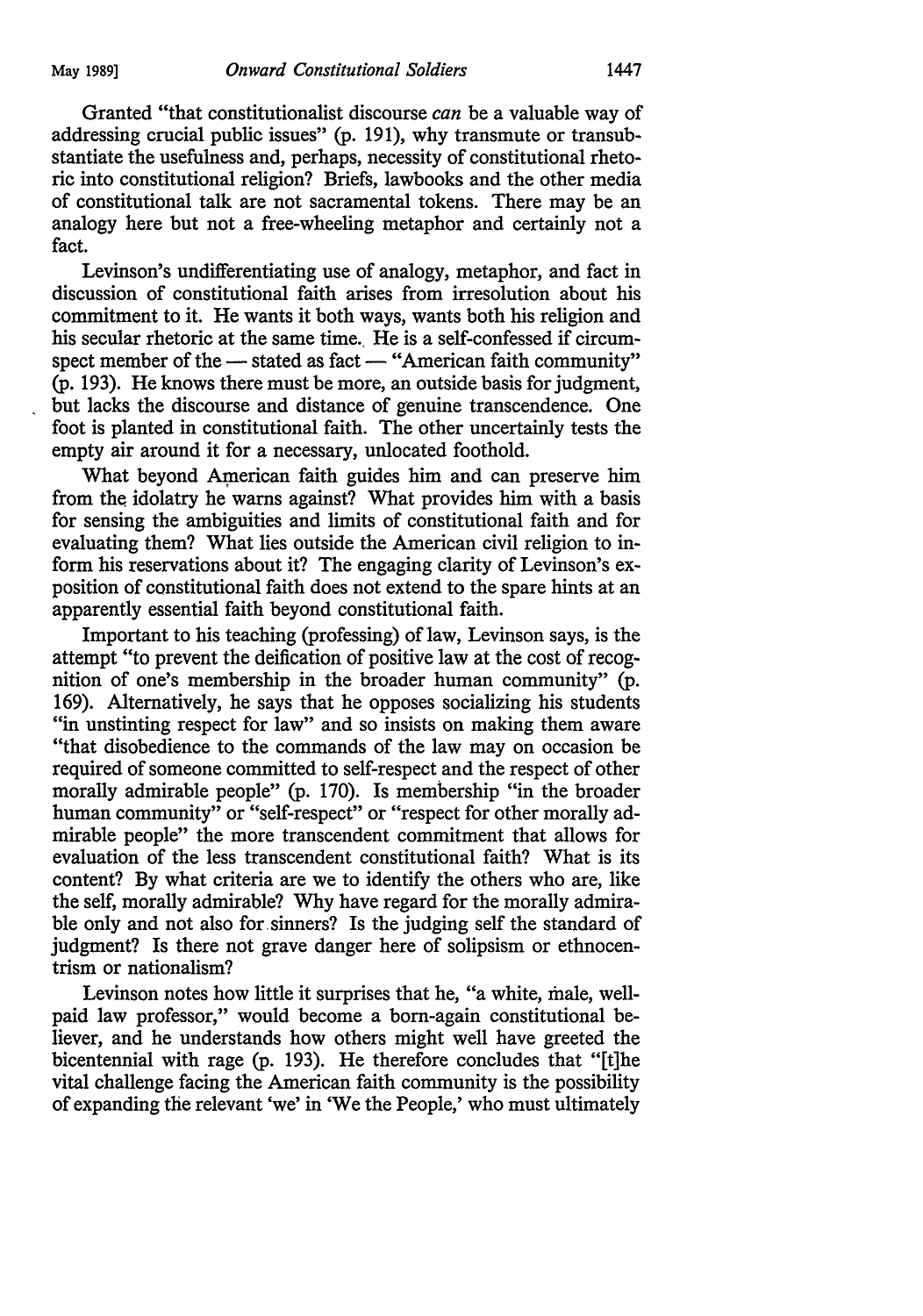Granted "that constitutionalist discourse *can* be a valuable way of addressing crucial public issues" (p. 191), why transmute or transubstantiate the usefulness and, perhaps, necessity of constitutional rhetoric into constitutional religion? Briefs, lawbooks and the other media of constitutional talk are not sacramental tokens. There may be an analogy here but not a free-wheeling metaphor and certainly not a fact.

Levinson's undifferentiating use of analogy, metaphor, and fact in discussion of constitutional faith arises from irresolution about his commitment to it. He wants it both ways, wants both his religion and his secular rhetoric at the same time. He is a self-confessed if circumspect member of the — stated as fact — "American faith community" (p. 193). He knows there must be more, an outside basis for judgment, but lacks the discourse and distance of genuine transcendence. One foot is planted in constitutional faith. The other uncertainly tests the empty air around it for a necessary, unlocated foothold.

What beyond American faith guides him and can preserve him from the idolatry he warns against? What provides him with a basis for sensing the ambiguities and limits of constitutional faith and for evaluating them? What lies outside the American civil religion to inform his reservations about it? The engaging clarity of Levinson's exposition of constitutional faith does not extend to the spare hints at an apparently essential faith beyond constitutional faith.

Important to his teaching (professing) of law, Levinson says, is the attempt "to prevent the deification of positive law at the cost of recognition of one's membership in the broader human community" (p. 169). Alternatively, he says that he opposes socializing his students "in unstinting respect for law" and so insists on making them aware "that disobedience to the commands of the law may on occasion be required of someone committed to self-respect and the respect of other morally admirable people" (p. 170). Is membership "in the broader human community" or "self-respect" or "respect for other morally admirable people" the more transcendent commitment that allows for evaluation of the less transcendent constitutional faith? What is its content? By what criteria are we to identify the others who are, like the self, morally admirable? Why have regard for the morally admirable only and not also for sinners? Is the judging self the standard of judgment? Is there not grave danger here of solipsism or ethnocentrism or nationalism?

Levinson notes how little it surprises that he, "a white, male, well-paid law professor," would become a born-again constitutional believer, and he understands how others might well have greeted the bicentennial with rage (p. 193). He therefore concludes that "[t]he vital challenge facing the American faith community is the possibility of expanding the relevant 'we' in 'We the People,' who must ultimately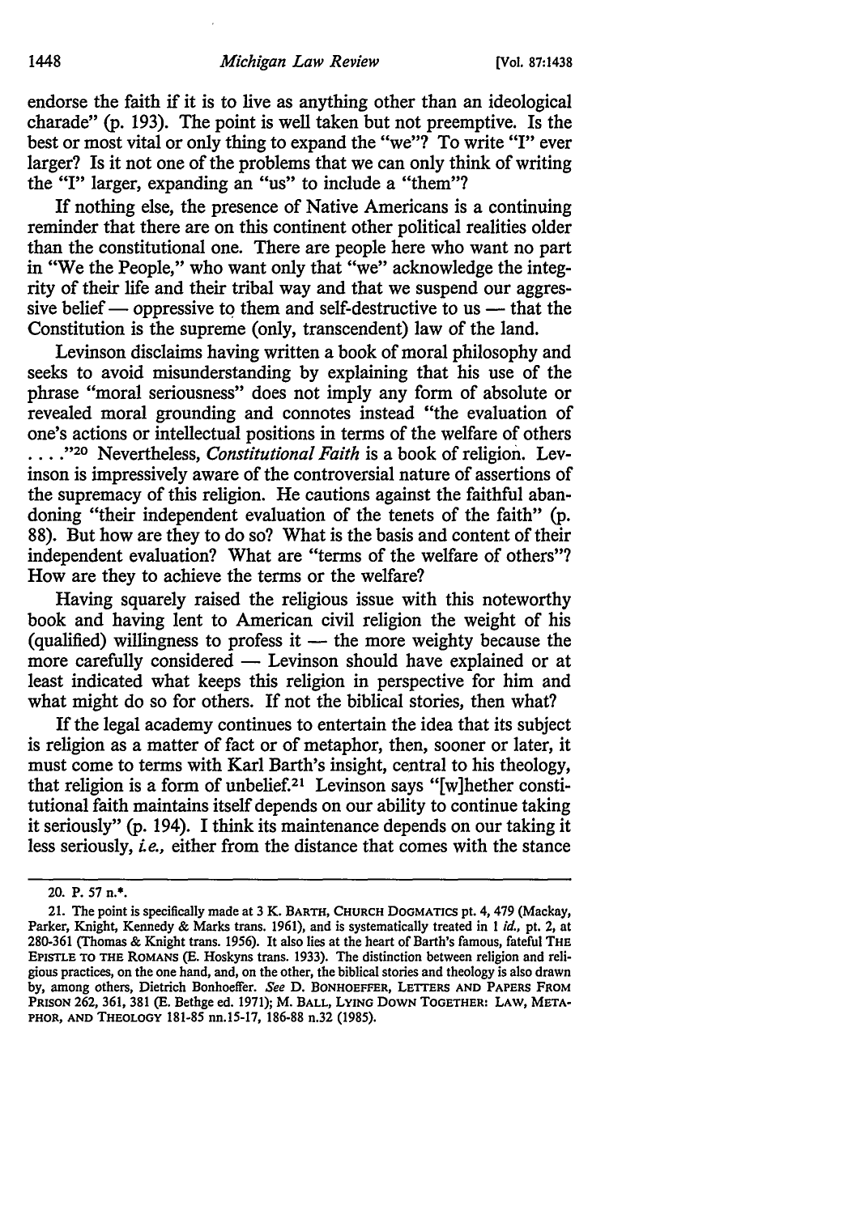endorse the faith if it is to live as anything other than an ideological charade" (p. 193). The point is well taken but not preemptive. Is the best or most vital or only thing to expand the "we"? To write "I" ever larger? Is it not one of the problems that we can only think of writing the "I" larger, expanding an "us" to include a "them"?

If nothing else, the presence of Native Americans is a continuing reminder that there are on this continent other political realities older than the constitutional one. There are people here who want no part in "We the People," who want only that "we" acknowledge the integrity of their life and their tribal way and that we suspend our aggressive belief — oppressive to them and self-destructive to us — that the Constitution is the supreme (only, transcendent) law of the land.

Levinson disclaims having written a book of moral philosophy and seeks to avoid misunderstanding by explaining that his use of the phrase "moral seriousness" does not imply any form of absolute or revealed moral grounding and connotes instead "the evaluation of one's actions or intellectual positions in terms of the welfare of others . . . ."[20] Nevertheless, *Constitutional Faith* is a book of religion. Levinson is impressively aware of the controversial nature of assertions of the supremacy of this religion. He cautions against the faithful abandoning "their independent evaluation of the tenets of the faith" (p. 88). But how are they to do so? What is the basis and content of their independent evaluation? What are "terms of the welfare of others"? How are they to achieve the terms or the welfare?

Having squarely raised the religious issue with this noteworthy book and having lent to American civil religion the weight of his (qualified) willingness to profess it — the more weighty because the more carefully considered — Levinson should have explained or at least indicated what keeps this religion in perspective for him and what might do so for others. If not the biblical stories, then what?

If the legal academy continues to entertain the idea that its subject is religion as a matter of fact or of metaphor, then, sooner or later, it must come to terms with Karl Barth's insight, central to his theology, that religion is a form of unbelief.[21] Levinson says "[w]hether constitutional faith maintains itself depends on our ability to continue taking it seriously" (p. 194). I think its maintenance depends on our taking it less seriously, *i.e.*, either from the distance that comes with the stance

---

20. P. 57 n.*.

21. The point is specifically made at 3 K. BARTH, CHURCH DOGMATICS pt. 4, 479 (Mackay, Parker, Knight, Kennedy & Marks trans. 1961), and is systematically treated in 1 *id.*, pt. 2, at 280-361 (Thomas & Knight trans. 1956). It also lies at the heart of Barth's famous, fateful THE EPISTLE TO THE ROMANS (E. Hoskyns trans. 1933). The distinction between religion and religious practices, on the one hand, and, on the other, the biblical stories and theology is also drawn by, among others, Dietrich Bonhoeffer. *See* D. BONHOEFFER, LETTERS AND PAPERS FROM PRISON 262, 361, 381 (E. Bethge ed. 1971); M. BALL, LYING DOWN TOGETHER: LAW, METAPHOR, AND THEOLOGY 181-85 nn.15-17, 186-88 n.32 (1985).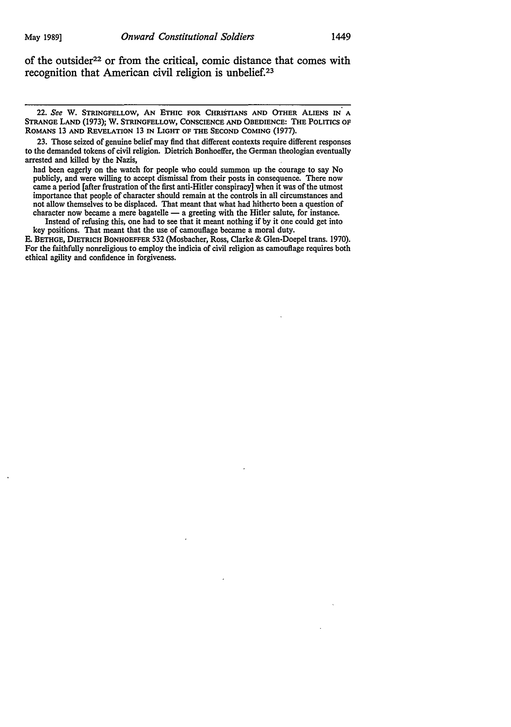of the outsider[22] or from the critical, comic distance that comes with recognition that American civil religion is unbelief.[23]

---

22. *See* W. STRINGFELLOW, AN ETHIC FOR CHRISTIANS AND OTHER ALIENS IN A STRANGE LAND (1973); W. STRINGFELLOW, CONSCIENCE AND OBEDIENCE: THE POLITICS OF ROMANS 13 AND REVELATION 13 IN LIGHT OF THE SECOND COMING (1977).

23. Those seized of genuine belief may find that different contexts require different responses to the demanded tokens of civil religion. Dietrich Bonhoeffer, the German theologian eventually arrested and killed by the Nazis,

> had been eagerly on the watch for people who could summon up the courage to say No publicly, and were willing to accept dismissal from their posts in consequence. There now came a period [after frustration of the first anti-Hitler conspiracy] when it was of the utmost importance that people of character should remain at the controls in all circumstances and not allow themselves to be displaced. That meant that what had hitherto been a question of character now became a mere bagatelle — a greeting with the Hitler salute, for instance.
>
> Instead of refusing this, one had to see that it meant nothing if by it one could get into key positions. That meant that the use of camouflage became a moral duty.

E. BETHGE, DIETRICH BONHOEFFER 532 (Mosbacher, Ross, Clarke & Glen-Doepel trans. 1970). For the faithfully nonreligious to employ the indicia of civil religion as camouflage requires both ethical agility and confidence in forgiveness.